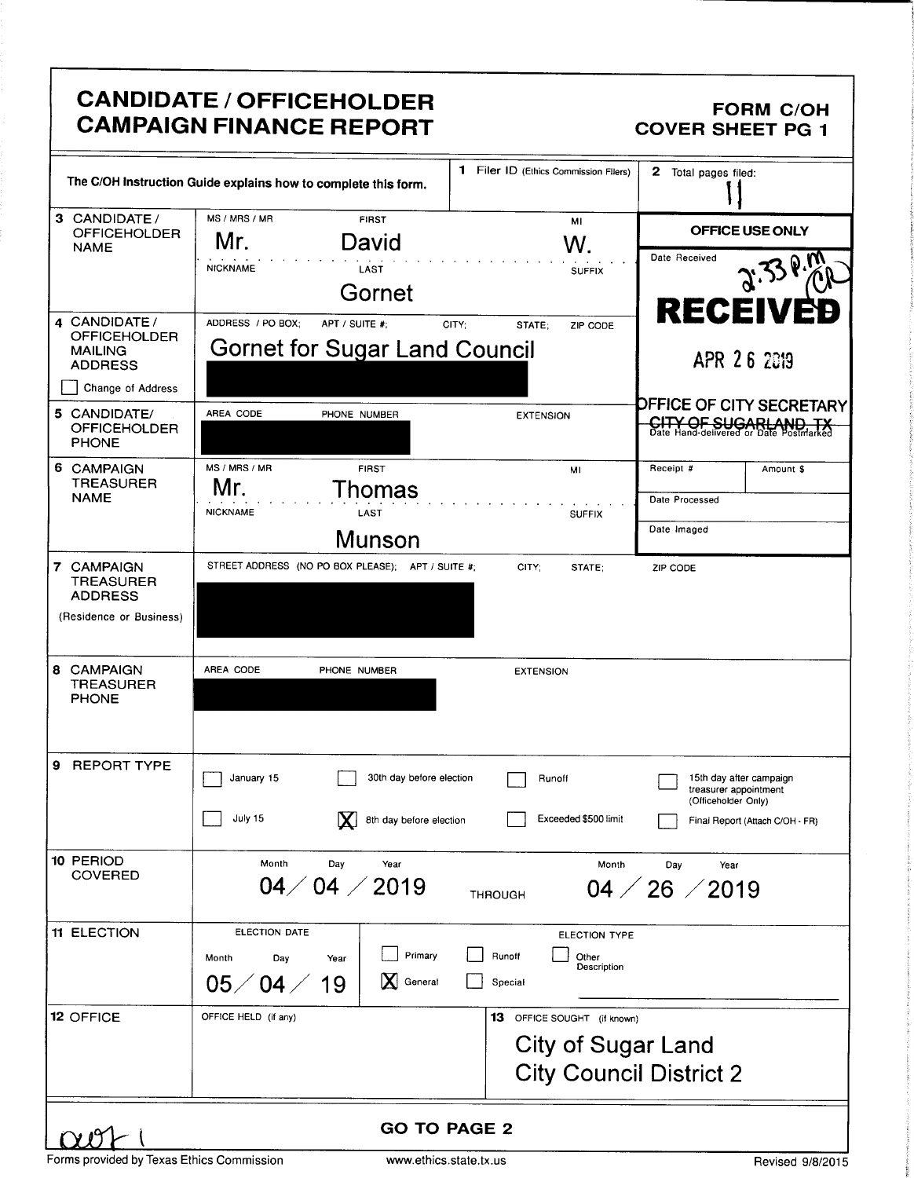# CANDIDATE / OFFICEHOLDER CAMPAIGN FINANCE REPORT

**FORM C/OH**
**COVER SHEET PG 1**

| The C/OH Instruction Guide explains how to complete this form. | 1 Filer ID (Ethics Commission Filers) | 2 Total pages filed: 11 |
|---|---|---|

| | | |
|---|---|---|
| **3 CANDIDATE / OFFICEHOLDER NAME** | MS / MRS / MR: Mr. FIRST: David MI: W. NICKNAME: LAST: Gornet SUFFIX: | **OFFICE USE ONLY** Date Received: 2:33 P.M. (CR) RECEIVED APR 26 2019 OFFICE OF CITY SECRETARY CITY OF SUGARLAND, TX |
| **4 CANDIDATE / OFFICEHOLDER MAILING ADDRESS** ☐ Change of Address | ADDRESS / PO BOX; APT / SUITE #; CITY; STATE; ZIP CODE: Gornet for Sugar Land Council [REDACTED] | |
| **5 CANDIDATE/ OFFICEHOLDER PHONE** | AREA CODE PHONE NUMBER: [REDACTED] EXTENSION: | Date Hand-delivered or Date Postmarked |
| **6 CAMPAIGN TREASURER NAME** | MS / MRS / MR: Mr. FIRST: Thomas MI: NICKNAME: LAST: Munson SUFFIX: | Receipt #: Amount $: Date Processed: Date Imaged: |
| **7 CAMPAIGN TREASURER ADDRESS** (Residence or Business) | STREET ADDRESS (NO PO BOX PLEASE); APT / SUITE #; CITY; STATE; ZIP CODE: [REDACTED] | |
| **8 CAMPAIGN TREASURER PHONE** | AREA CODE PHONE NUMBER: [REDACTED] EXTENSION: | |

**9 REPORT TYPE**

- ☐ January 15
- ☐ July 15
- ☐ 30th day before election
- ☒ 8th day before election
- ☐ Runoff
- ☐ Exceeded $500 limit
- ☐ 15th day after campaign treasurer appointment (Officeholder Only)
- ☐ Final Report (Attach C/OH - FR)

**10 PERIOD COVERED**

Month Day Year: 04 / 04 / 2019 THROUGH Month Day Year: 04 / 26 / 2019

**11 ELECTION**

ELECTION DATE (Month Day Year): 05 / 04 / 19

ELECTION TYPE:
- ☐ Primary
- ☒ General
- ☐ Runoff
- ☐ Special
- ☐ Other Description

**12 OFFICE**

OFFICE HELD (if any):

**13 OFFICE SOUGHT (if known)**

City of Sugar Land
City Council District 2

**GO TO PAGE 2**

Forms provided by Texas Ethics Commission www.ethics.state.tx.us Revised 9/8/2015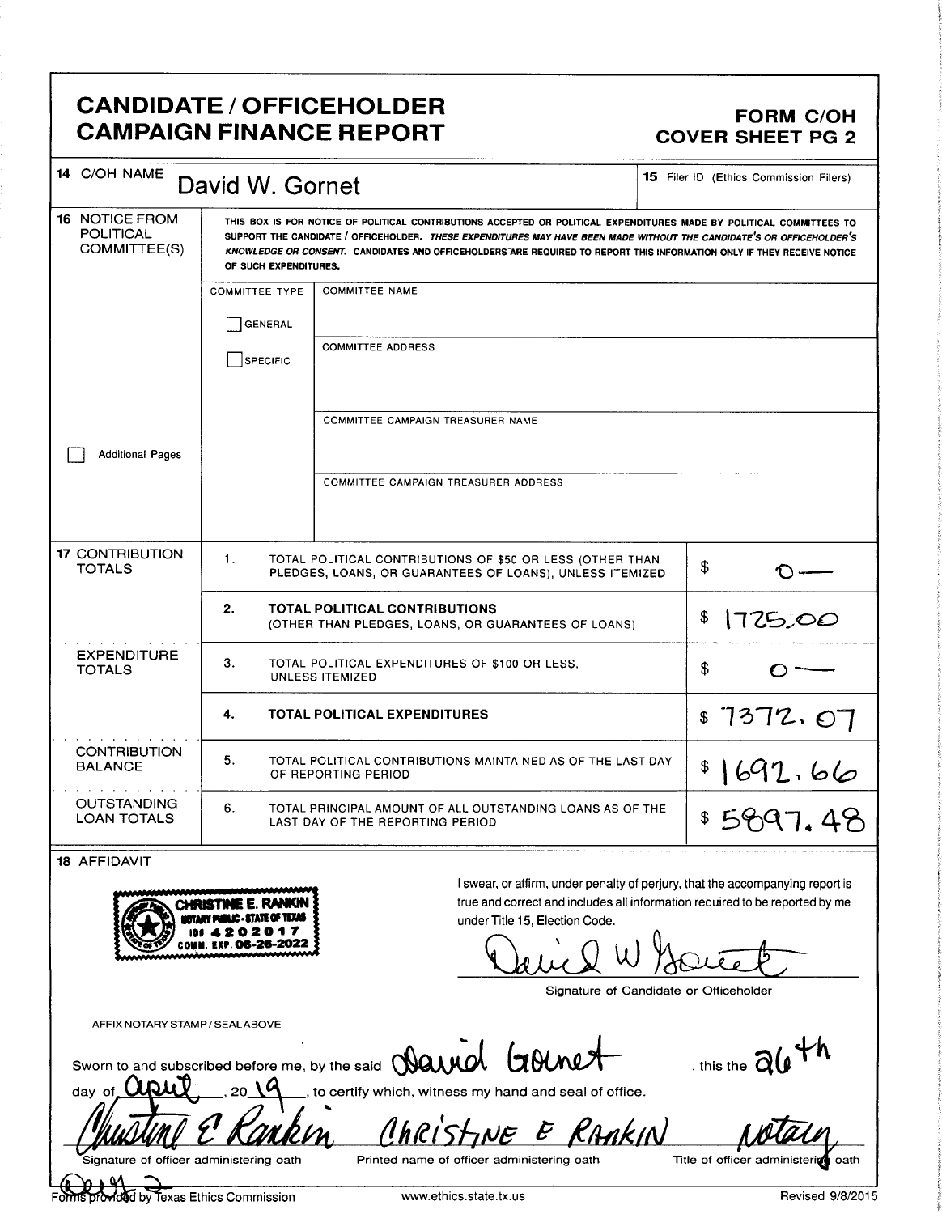# CANDIDATE / OFFICEHOLDER CAMPAIGN FINANCE REPORT

**FORM C/OH COVER SHEET PG 2**

| | | |
|---|---|---|
| 14 C/OH NAME | David W. Gornet | 15 Filer ID (Ethics Commission Filers) |

**16 NOTICE FROM POLITICAL COMMITTEE(S)**

THIS BOX IS FOR NOTICE OF POLITICAL CONTRIBUTIONS ACCEPTED OR POLITICAL EXPENDITURES MADE BY POLITICAL COMMITTEES TO SUPPORT THE CANDIDATE / OFFICEHOLDER. *THESE EXPENDITURES MAY HAVE BEEN MADE WITHOUT THE CANDIDATE'S OR OFFICEHOLDER'S KNOWLEDGE OR CONSENT.* CANDIDATES AND OFFICEHOLDERS ARE REQUIRED TO REPORT THIS INFORMATION ONLY IF THEY RECEIVE NOTICE OF SUCH EXPENDITURES.

| COMMITTEE TYPE | |
|---|---|
| ☐ GENERAL<br>☐ SPECIFIC | COMMITTEE NAME |
| | COMMITTEE ADDRESS |
| | COMMITTEE CAMPAIGN TREASURER NAME |
| | COMMITTEE CAMPAIGN TREASURER ADDRESS |

☐ Additional Pages

| | | | |
|---|---|---|---|
| **17 CONTRIBUTION TOTALS** | 1. | TOTAL POLITICAL CONTRIBUTIONS OF $50 OR LESS (OTHER THAN PLEDGES, LOANS, OR GUARANTEES OF LOANS), UNLESS ITEMIZED | $ 0— |
| | 2. | **TOTAL POLITICAL CONTRIBUTIONS** (OTHER THAN PLEDGES, LOANS, OR GUARANTEES OF LOANS) | $ 1725.00 |
| **EXPENDITURE TOTALS** | 3. | TOTAL POLITICAL EXPENDITURES OF $100 OR LESS, UNLESS ITEMIZED | $ 0— |
| | 4. | **TOTAL POLITICAL EXPENDITURES** | $ 7372.07 |
| **CONTRIBUTION BALANCE** | 5. | TOTAL POLITICAL CONTRIBUTIONS MAINTAINED AS OF THE LAST DAY OF REPORTING PERIOD | $ 1692.66 |
| **OUTSTANDING LOAN TOTALS** | 6. | TOTAL PRINCIPAL AMOUNT OF ALL OUTSTANDING LOANS AS OF THE LAST DAY OF THE REPORTING PERIOD | $ 5897.48 |

**18 AFFIDAVIT**

CHRISTINE E. RANKIN
NOTARY PUBLIC - STATE OF TEXAS
ID# 4202017
COMM. EXP. 06-26-2022

I swear, or affirm, under penalty of perjury, that the accompanying report is true and correct and includes all information required to be reported by me under Title 15, Election Code.

David W Gornet

Signature of Candidate or Officeholder

AFFIX NOTARY STAMP / SEAL ABOVE

Sworn to and subscribed before me, by the said David Gornet, this the 26th day of April, 2019, to certify which, witness my hand and seal of office.

| Christine E Rankin | CHRISTINE E RANKIN | Notary |
|---|---|---|
| Signature of officer administering oath | Printed name of officer administering oath | Title of officer administering oath |

Forms provided by Texas Ethics Commission www.ethics.state.tx.us Revised 9/8/2015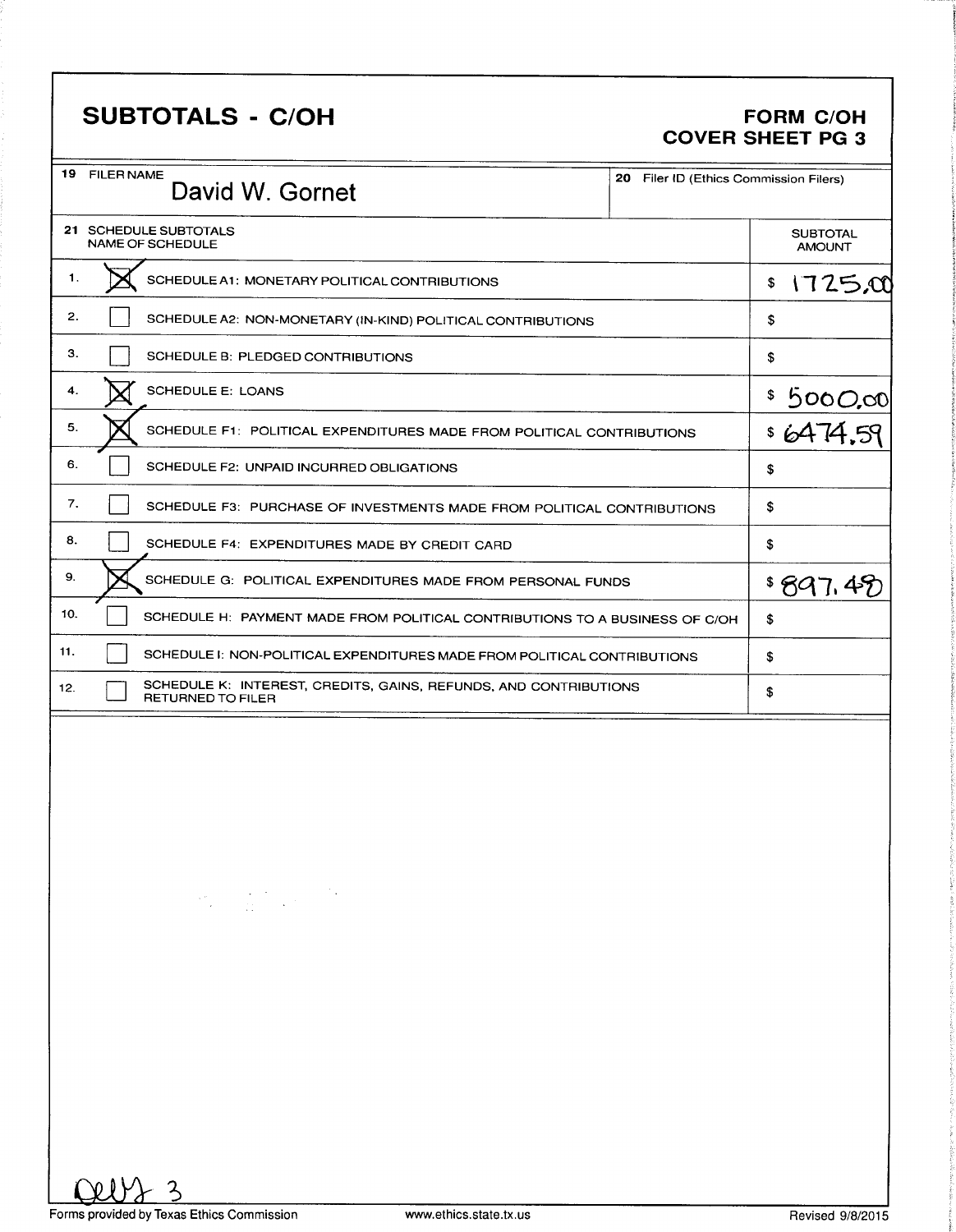# SUBTOTALS - C/OH

**FORM C/OH**
**COVER SHEET PG 3**

| 19 FILER NAME | 20 Filer ID (Ethics Commission Filers) |
|---|---|
| David W. Gornet | |

| 21 SCHEDULE SUBTOTALS NAME OF SCHEDULE | | SUBTOTAL AMOUNT |
|---|---|---|
| 1. | [X] SCHEDULE A1: MONETARY POLITICAL CONTRIBUTIONS | $ 1725.00 |
| 2. | [ ] SCHEDULE A2: NON-MONETARY (IN-KIND) POLITICAL CONTRIBUTIONS | $ |
| 3. | [ ] SCHEDULE B: PLEDGED CONTRIBUTIONS | $ |
| 4. | [X] SCHEDULE E: LOANS | $ 5000.00 |
| 5. | [X] SCHEDULE F1: POLITICAL EXPENDITURES MADE FROM POLITICAL CONTRIBUTIONS | $ 6474.59 |
| 6. | [ ] SCHEDULE F2: UNPAID INCURRED OBLIGATIONS | $ |
| 7. | [ ] SCHEDULE F3: PURCHASE OF INVESTMENTS MADE FROM POLITICAL CONTRIBUTIONS | $ |
| 8. | [ ] SCHEDULE F4: EXPENDITURES MADE BY CREDIT CARD | $ |
| 9. | [X] SCHEDULE G: POLITICAL EXPENDITURES MADE FROM PERSONAL FUNDS | $ 897.48 |
| 10. | [ ] SCHEDULE H: PAYMENT MADE FROM POLITICAL CONTRIBUTIONS TO A BUSINESS OF C/OH | $ |
| 11. | [ ] SCHEDULE I: NON-POLITICAL EXPENDITURES MADE FROM POLITICAL CONTRIBUTIONS | $ |
| 12. | [ ] SCHEDULE K: INTEREST, CREDITS, GAINS, REFUNDS, AND CONTRIBUTIONS RETURNED TO FILER | $ |

DWG 3

Forms provided by Texas Ethics Commission www.ethics.state.tx.us Revised 9/8/2015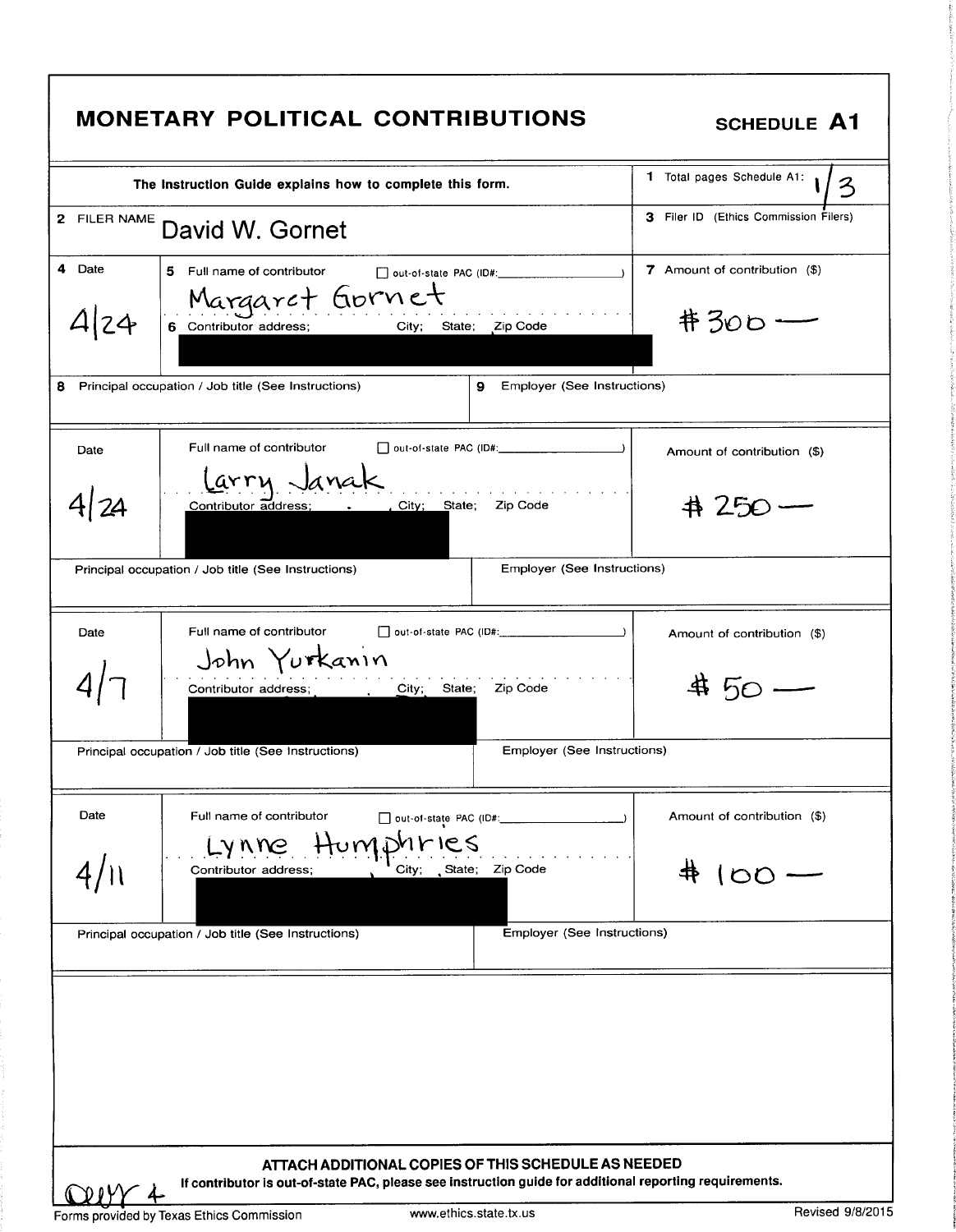# MONETARY POLITICAL CONTRIBUTIONS

**SCHEDULE A1**

| The Instruction Guide explains how to complete this form. | 1 Total pages Schedule A1: 1/3 |
|---|---|
| 2 FILER NAME David W. Gornet | 3 Filer ID (Ethics Commission Filers) |

| 4 Date | 5 Full name of contributor ☐ out-of-state PAC (ID#: ) / 6 Contributor address; City; State; Zip Code | 7 Amount of contribution ($) |
|---|---|---|
| 4/24 | Margaret Gornet / [REDACTED] | $300 — |
| 8 Principal occupation / Job title (See Instructions) | 9 Employer (See Instructions) | |

| Date | Full name of contributor ☐ out-of-state PAC (ID#: ) / Contributor address; City; State; Zip Code | Amount of contribution ($) |
|---|---|---|
| 4/24 | Larry Janak / [REDACTED] | $250 — |
| Principal occupation / Job title (See Instructions) | Employer (See Instructions) | |

| Date | Full name of contributor ☐ out-of-state PAC (ID#: ) / Contributor address; City; State; Zip Code | Amount of contribution ($) |
|---|---|---|
| 4/7 | John Yurkanin / [REDACTED] | $50 — |
| Principal occupation / Job title (See Instructions) | Employer (See Instructions) | |

| Date | Full name of contributor ☐ out-of-state PAC (ID#: ) / Contributor address; City; State; Zip Code | Amount of contribution ($) |
|---|---|---|
| 4/11 | Lynne Humphries / [REDACTED] | $100 — |
| Principal occupation / Job title (See Instructions) | Employer (See Instructions) | |

**ATTACH ADDITIONAL COPIES OF THIS SCHEDULE AS NEEDED**

**If contributor is out-of-state PAC, please see instruction guide for additional reporting requirements.**

Forms provided by Texas Ethics Commission www.ethics.state.tx.us Revised 9/8/2015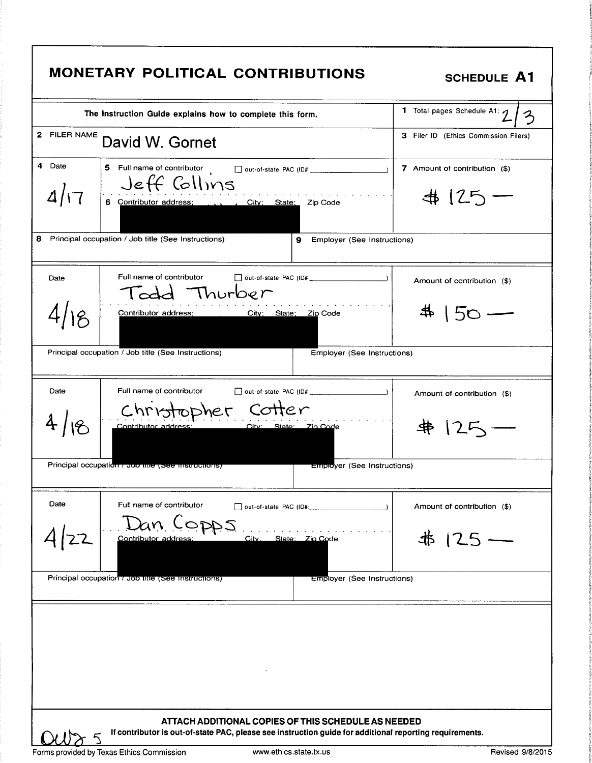# MONETARY POLITICAL CONTRIBUTIONS

**SCHEDULE A1**

The Instruction Guide explains how to complete this form.

1 Total pages Schedule A1: 2/3

2 FILER NAME: David W. Gornet

3 Filer ID (Ethics Commission Filers)

| 4 Date | 5 Full name of contributor / 6 Contributor address; City; State; Zip Code | 7 Amount of contribution ($) |
|---|---|---|
| 4/17 | Jeff Collins (address redacted) | $125 — |
| 4/18 | Todd Thurber (address redacted) | $150 — |
| 4/18 | Christopher Cotter (address redacted) | $125 — |
| 4/22 | Dan Copps (address redacted) | $125 — |

8 Principal occupation / Job title (See Instructions) — (blank for all entries)

9 Employer (See Instructions) — (blank for all entries)

out-of-state PAC (ID#: ) — unchecked for all entries

**ATTACH ADDITIONAL COPIES OF THIS SCHEDULE AS NEEDED**

**If contributor is out-of-state PAC, please see instruction guide for additional reporting requirements.**

Forms provided by Texas Ethics Commission    www.ethics.state.tx.us    Revised 9/8/2015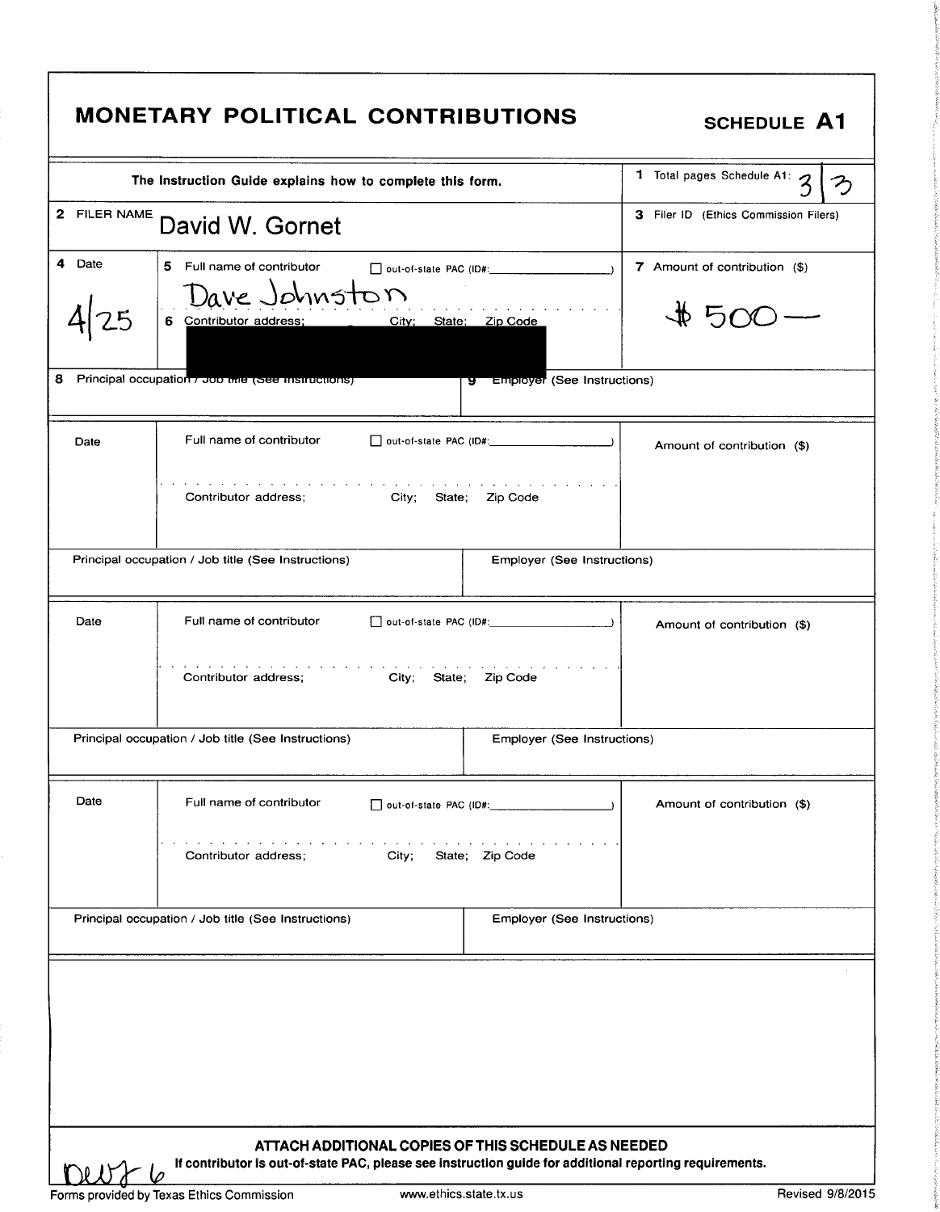# MONETARY POLITICAL CONTRIBUTIONS

**SCHEDULE A1**

| The Instruction Guide explains how to complete this form. | 1 Total pages Schedule A1: 3 / 3 |
|---|---|
| 2 FILER NAME David W. Gornet | 3 Filer ID (Ethics Commission Filers) |

| 4 Date | 5 Full name of contributor ☐ out-of-state PAC (ID#: ) | 7 Amount of contribution ($) |
|---|---|---|
| 4/25 | Dave Johnston<br>6 Contributor address; City; State; Zip Code<br>[REDACTED] | $500— |
| 8 Principal occupation / Job title (See Instructions) | 9 Employer (See Instructions) | |

| Date | Full name of contributor ☐ out-of-state PAC (ID#: ) | Amount of contribution ($) |
|---|---|---|
| | Contributor address; City; State; Zip Code | |
| Principal occupation / Job title (See Instructions) | Employer (See Instructions) | |

| Date | Full name of contributor ☐ out-of-state PAC (ID#: ) | Amount of contribution ($) |
|---|---|---|
| | Contributor address; City; State; Zip Code | |
| Principal occupation / Job title (See Instructions) | Employer (See Instructions) | |

| Date | Full name of contributor ☐ out-of-state PAC (ID#: ) | Amount of contribution ($) |
|---|---|---|
| | Contributor address; City; State; Zip Code | |
| Principal occupation / Job title (See Instructions) | Employer (See Instructions) | |

**ATTACH ADDITIONAL COPIES OF THIS SCHEDULE AS NEEDED**

**If contributor is out-of-state PAC, please see instruction guide for additional reporting requirements.**

DWG 6

Forms provided by Texas Ethics Commission www.ethics.state.tx.us Revised 9/8/2015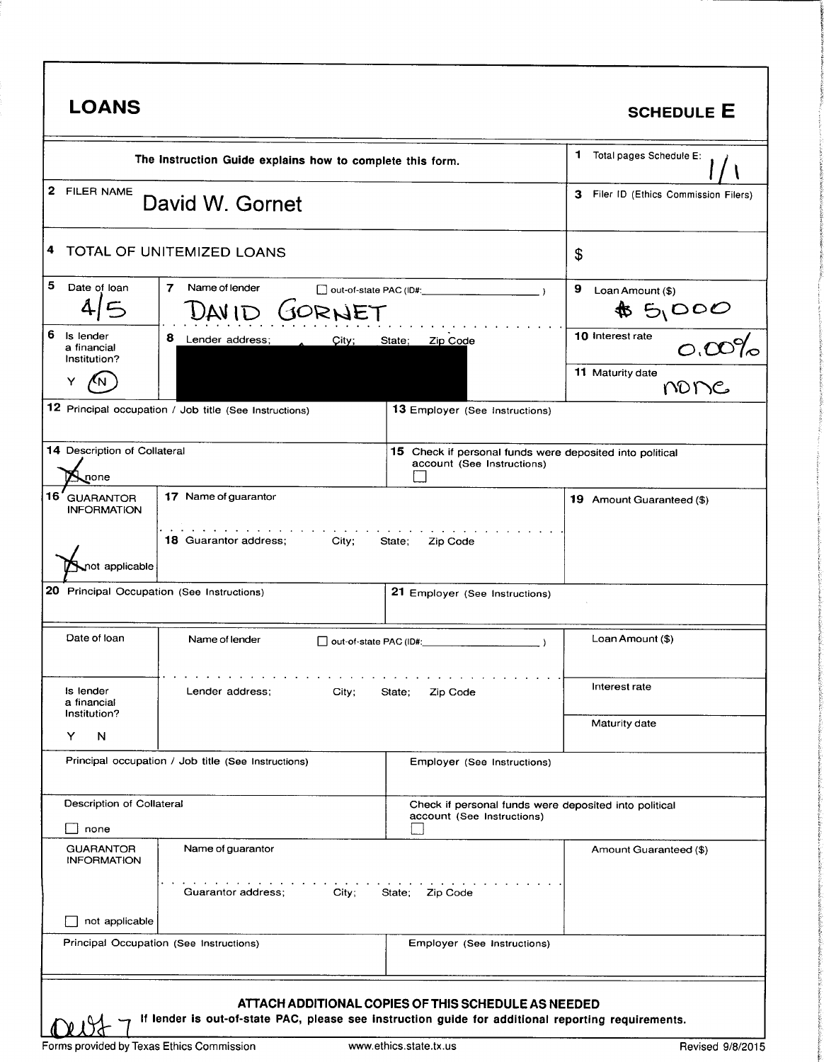# LOANS

## SCHEDULE E

The Instruction Guide explains how to complete this form.

**1** Total pages Schedule E: 1/1

**2** FILER NAME: David W. Gornet

**3** Filer ID (Ethics Commission Filers):

**4** TOTAL OF UNITEMIZED LOANS: $

| Field | Value |
|---|---|
| 5 Date of loan | 4/5 |
| 7 Name of lender | DAVID GORNET |
| out-of-state PAC (ID#: ) | ☐ |
| 9 Loan Amount ($) | $5,000 |
| 6 Is lender a financial Institution? Y N | N (circled) |
| 8 Lender address; City; State; Zip Code | [redacted] |
| 10 Interest rate | 0.00% |
| 11 Maturity date | none |
| 12 Principal occupation / Job title (See Instructions) | |
| 13 Employer (See Instructions) | |
| 14 Description of Collateral | ☒ none |
| 15 Check if personal funds were deposited into political account (See Instructions) | ☐ |
| 16 GUARANTOR INFORMATION | ☒ not applicable |
| 17 Name of guarantor | |
| 18 Guarantor address; City; State; Zip Code | |
| 19 Amount Guaranteed ($) | |
| 20 Principal Occupation (See Instructions) | |
| 21 Employer (See Instructions) | |

| Field | Value |
|---|---|
| Date of loan | |
| Name of lender | |
| out-of-state PAC (ID#: ) | ☐ |
| Loan Amount ($) | |
| Is lender a financial Institution? Y N | |
| Lender address; City; State; Zip Code | |
| Interest rate | |
| Maturity date | |
| Principal occupation / Job title (See Instructions) | |
| Employer (See Instructions) | |
| Description of Collateral | ☐ none |
| Check if personal funds were deposited into political account (See Instructions) | ☐ |
| GUARANTOR INFORMATION | ☐ not applicable |
| Name of guarantor | |
| Guarantor address; City; State; Zip Code | |
| Amount Guaranteed ($) | |
| Principal Occupation (See Instructions) | |
| Employer (See Instructions) | |

**ATTACH ADDITIONAL COPIES OF THIS SCHEDULE AS NEEDED**

**If lender is out-of-state PAC, please see instruction guide for additional reporting requirements.**

Forms provided by Texas Ethics Commission www.ethics.state.tx.us Revised 9/8/2015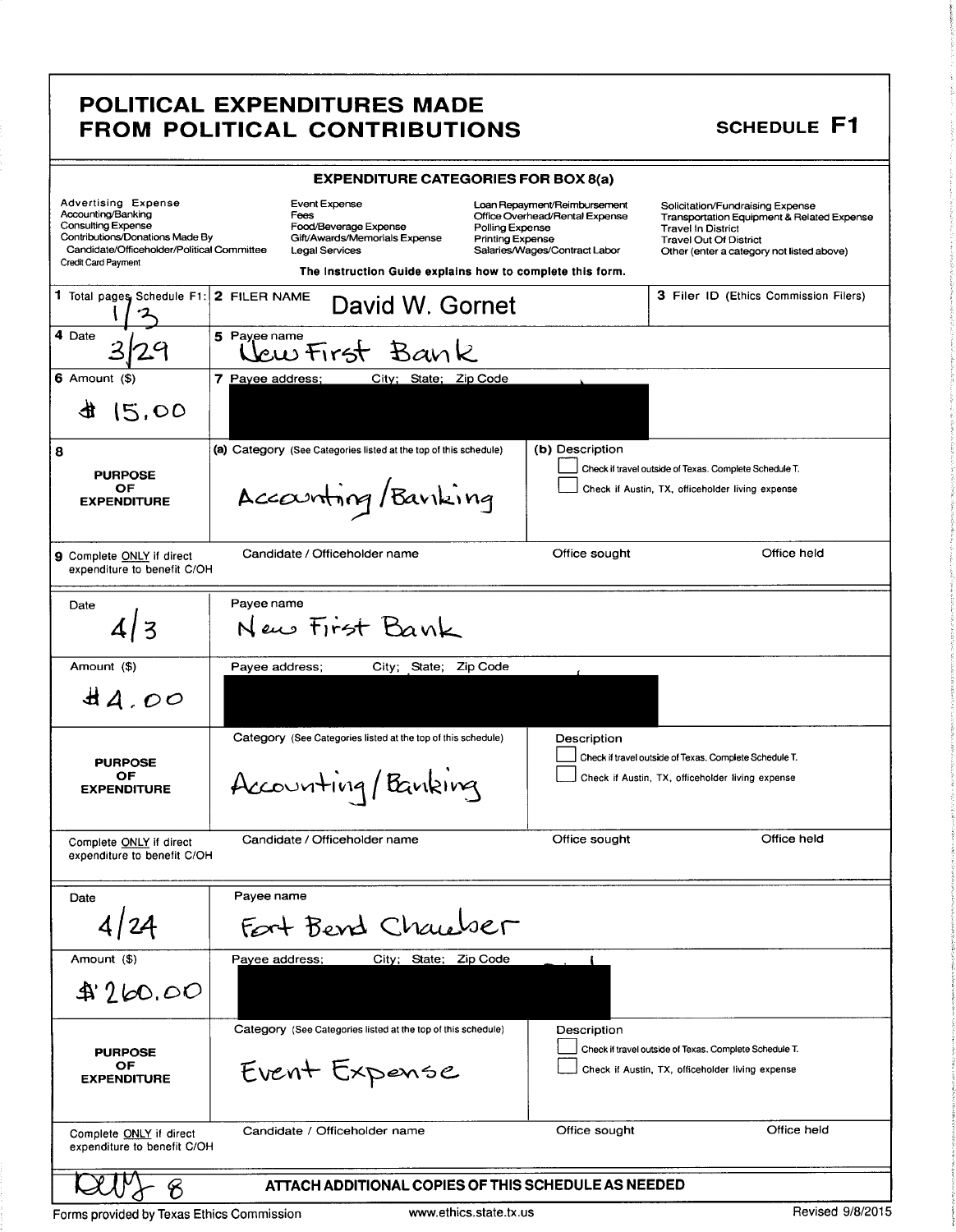# POLITICAL EXPENDITURES MADE FROM POLITICAL CONTRIBUTIONS

## SCHEDULE F1

**EXPENDITURE CATEGORIES FOR BOX 8(a)**

| | | | |
|---|---|---|---|
| Advertising Expense | Event Expense | Loan Repayment/Reimbursement | Solicitation/Fundraising Expense |
| Accounting/Banking | Fees | Office Overhead/Rental Expense | Transportation Equipment & Related Expense |
| Consulting Expense | Food/Beverage Expense | Polling Expense | Travel In District |
| Contributions/Donations Made By Candidate/Officeholder/Political Committee | Gift/Awards/Memorials Expense | Printing Expense | Travel Out Of District |
| Credit Card Payment | Legal Services | Salaries/Wages/Contract Labor | Other (enter a category not listed above) |

The Instruction Guide explains how to complete this form.

| 1 Total pages Schedule F1: | 2 FILER NAME | 3 Filer ID (Ethics Commission Filers) |
|---|---|---|
| 1/3 | David W. Gornet | |

| 4 Date | 5 Payee name |
|---|---|
| 3/29 | New First Bank |

| 6 Amount ($) | 7 Payee address; City; State; Zip Code |
|---|---|
| $ 15.00 | [REDACTED] |

**8 PURPOSE OF EXPENDITURE**

(a) Category (See Categories listed at the top of this schedule): Accounting/Banking

(b) Description
- ☐ Check if travel outside of Texas. Complete Schedule T.
- ☐ Check if Austin, TX, officeholder living expense

9 Complete ONLY if direct expenditure to benefit C/OH

| Candidate / Officeholder name | Office sought | Office held |
|---|---|---|
| | | |

---

| Date | Payee name |
|---|---|
| 4/3 | New First Bank |

| Amount ($) | Payee address; City; State; Zip Code |
|---|---|
| $4.00 | [REDACTED] |

**PURPOSE OF EXPENDITURE**

Category (See Categories listed at the top of this schedule): Accounting/Banking

Description
- ☐ Check if travel outside of Texas. Complete Schedule T.
- ☐ Check if Austin, TX, officeholder living expense

Complete ONLY if direct expenditure to benefit C/OH

| Candidate / Officeholder name | Office sought | Office held |
|---|---|---|
| | | |

---

| Date | Payee name |
|---|---|
| 4/24 | Fort Bend Chamber |

| Amount ($) | Payee address; City; State; Zip Code |
|---|---|
| $260.00 | [REDACTED] |

**PURPOSE OF EXPENDITURE**

Category (See Categories listed at the top of this schedule): Event Expense

Description
- ☐ Check if travel outside of Texas. Complete Schedule T.
- ☐ Check if Austin, TX, officeholder living expense

Complete ONLY if direct expenditure to benefit C/OH

| Candidate / Officeholder name | Office sought | Office held |
|---|---|---|
| | | |

DWG 8

**ATTACH ADDITIONAL COPIES OF THIS SCHEDULE AS NEEDED**

Forms provided by Texas Ethics Commission www.ethics.state.tx.us Revised 9/8/2015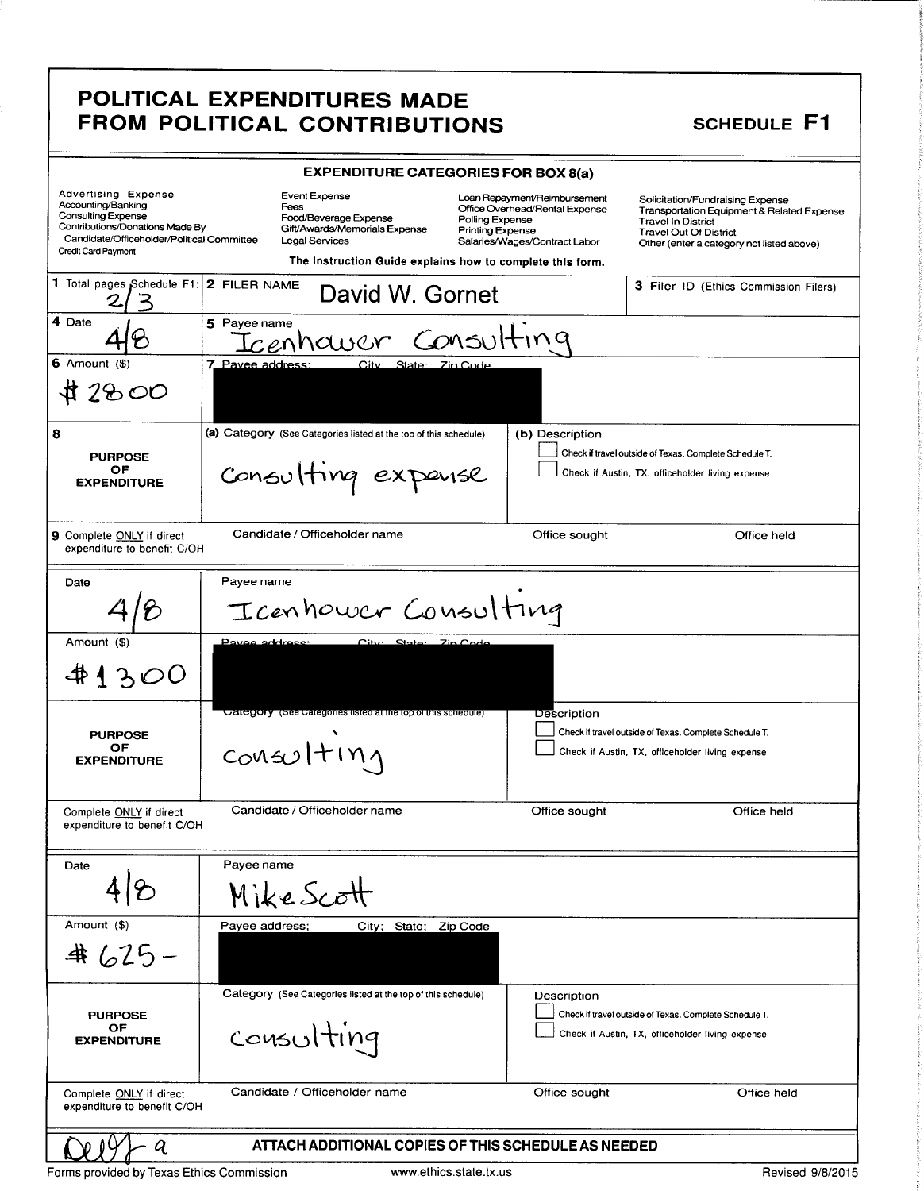# POLITICAL EXPENDITURES MADE FROM POLITICAL CONTRIBUTIONS

## SCHEDULE F1

**EXPENDITURE CATEGORIES FOR BOX 8(a)**

| | | | |
|---|---|---|---|
| Advertising Expense | Event Expense | Loan Repayment/Reimbursement | Solicitation/Fundraising Expense |
| Accounting/Banking | Fees | Office Overhead/Rental Expense | Transportation Equipment & Related Expense |
| Consulting Expense | Food/Beverage Expense | Polling Expense | Travel In District |
| Contributions/Donations Made By Candidate/Officeholder/Political Committee | Gift/Awards/Memorials Expense | Printing Expense | Travel Out Of District |
| Credit Card Payment | Legal Services | Salaries/Wages/Contract Labor | Other (enter a category not listed above) |

The Instruction Guide explains how to complete this form.

| | | |
|---|---|---|
| **1** Total pages Schedule F1: 2/3 | **2** FILER NAME David W. Gornet | **3** Filer ID (Ethics Commission Filers) |

| | |
|---|---|
| **4** Date: 4/8 | **5** Payee name: Icenhower Consulting |
| **6** Amount ($): $2800 | **7** Payee address; City; State; Zip Code: [redacted] |
| **8** PURPOSE OF EXPENDITURE | (a) Category (See Categories listed at the top of this schedule): Consulting expense |
| | (b) Description: ☐ Check if travel outside of Texas. Complete Schedule T. ☐ Check if Austin, TX, officeholder living expense |
| **9** Complete ONLY if direct expenditure to benefit C/OH | Candidate / Officeholder name: — Office sought: — Office held: — |

| | |
|---|---|
| Date: 4/8 | Payee name: Icenhower Consulting |
| Amount ($): $1300 | Payee address; City; State; Zip Code: [redacted] |
| PURPOSE OF EXPENDITURE | Category (See Categories listed at the top of this schedule): consulting |
| | Description: ☐ Check if travel outside of Texas. Complete Schedule T. ☐ Check if Austin, TX, officeholder living expense |
| Complete ONLY if direct expenditure to benefit C/OH | Candidate / Officeholder name: — Office sought: — Office held: — |

| | |
|---|---|
| Date: 4/8 | Payee name: Mike Scott |
| Amount ($): $625- | Payee address; City; State; Zip Code: [redacted] |
| PURPOSE OF EXPENDITURE | Category (See Categories listed at the top of this schedule): consulting |
| | Description: ☐ Check if travel outside of Texas. Complete Schedule T. ☐ Check if Austin, TX, officeholder living expense |
| Complete ONLY if direct expenditure to benefit C/OH | Candidate / Officeholder name: — Office sought: — Office held: — |

0009 a

**ATTACH ADDITIONAL COPIES OF THIS SCHEDULE AS NEEDED**

Forms provided by Texas Ethics Commission | www.ethics.state.tx.us | Revised 9/8/2015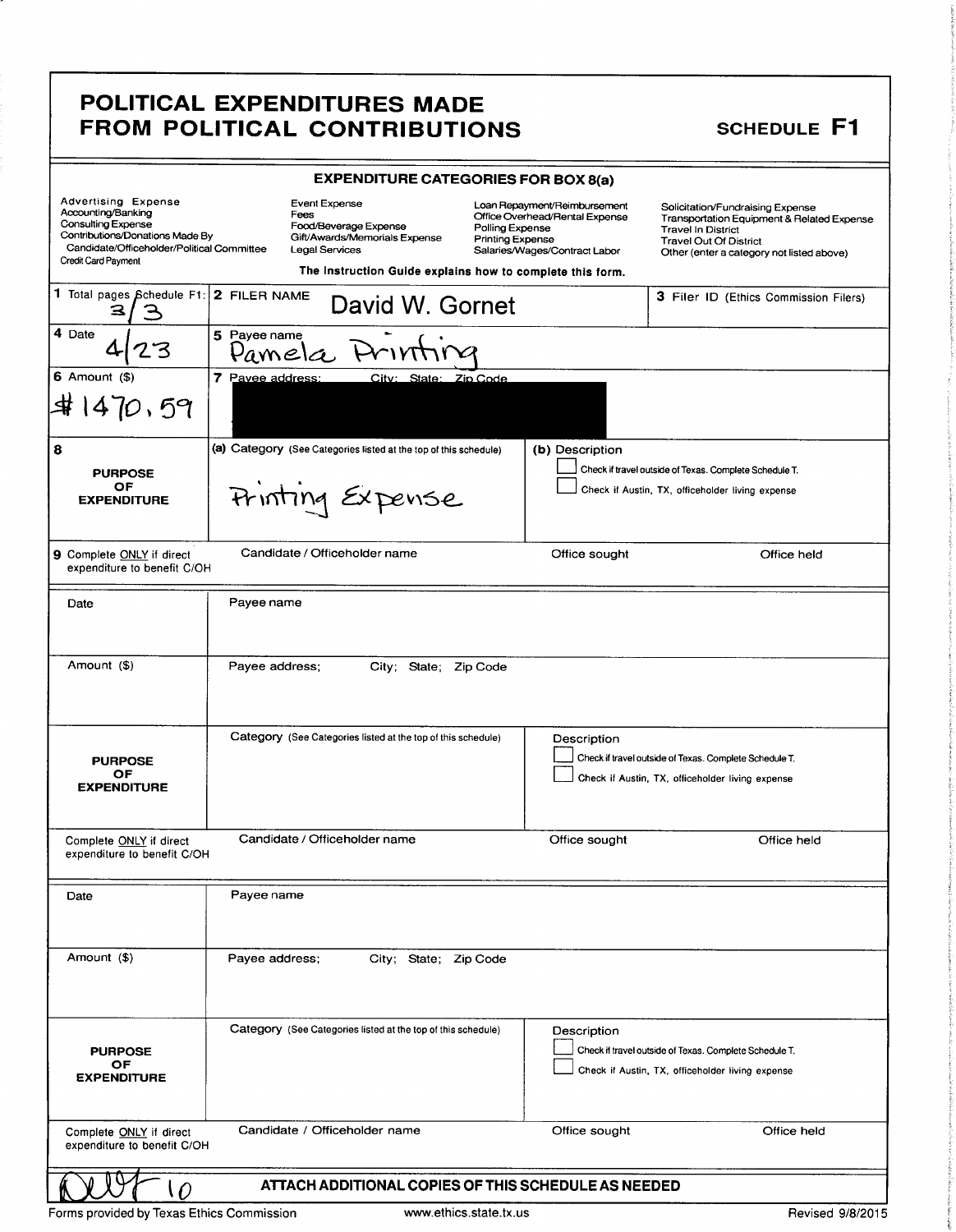# POLITICAL EXPENDITURES MADE FROM POLITICAL CONTRIBUTIONS

## SCHEDULE F1

**EXPENDITURE CATEGORIES FOR BOX 8(a)**

| | | | |
|---|---|---|---|
| Advertising Expense<br>Accounting/Banking<br>Consulting Expense<br>Contributions/Donations Made By Candidate/Officeholder/Political Committee<br>Credit Card Payment | Event Expense<br>Fees<br>Food/Beverage Expense<br>Gift/Awards/Memorials Expense<br>Legal Services | Loan Repayment/Reimbursement<br>Office Overhead/Rental Expense<br>Polling Expense<br>Printing Expense<br>Salaries/Wages/Contract Labor | Solicitation/Fundraising Expense<br>Transportation Equipment & Related Expense<br>Travel In District<br>Travel Out Of District<br>Other (enter a category not listed above) |

**The Instruction Guide explains how to complete this form.**

| | | |
|---|---|---|
| **1** Total pages Schedule F1: 3/3 | **2** FILER NAME David W. Gornet | **3** Filer ID (Ethics Commission Filers) |
| **4** Date 4/23 | **5** Payee name Pamela Printing | |
| **6** Amount ($) $1470.59 | **7** Payee address; City; State; Zip Code [REDACTED] | |
| **8** PURPOSE OF EXPENDITURE | (a) Category (See Categories listed at the top of this schedule) Printing Expense | (b) Description<br>☐ Check if travel outside of Texas. Complete Schedule T.<br>☐ Check if Austin, TX, officeholder living expense |
| **9** Complete ONLY if direct expenditure to benefit C/OH | Candidate / Officeholder name | Office sought / Office held |

| | | |
|---|---|---|
| Date | Payee name | |
| Amount ($) | Payee address; City; State; Zip Code | |
| PURPOSE OF EXPENDITURE | Category (See Categories listed at the top of this schedule) | Description<br>☐ Check if travel outside of Texas. Complete Schedule T.<br>☐ Check if Austin, TX, officeholder living expense |
| Complete ONLY if direct expenditure to benefit C/OH | Candidate / Officeholder name | Office sought / Office held |

| | | |
|---|---|---|
| Date | Payee name | |
| Amount ($) | Payee address; City; State; Zip Code | |
| PURPOSE OF EXPENDITURE | Category (See Categories listed at the top of this schedule) | Description<br>☐ Check if travel outside of Texas. Complete Schedule T.<br>☐ Check if Austin, TX, officeholder living expense |
| Complete ONLY if direct expenditure to benefit C/OH | Candidate / Officeholder name | Office sought / Office held |

D0010

**ATTACH ADDITIONAL COPIES OF THIS SCHEDULE AS NEEDED**

Forms provided by Texas Ethics Commission www.ethics.state.tx.us Revised 9/8/2015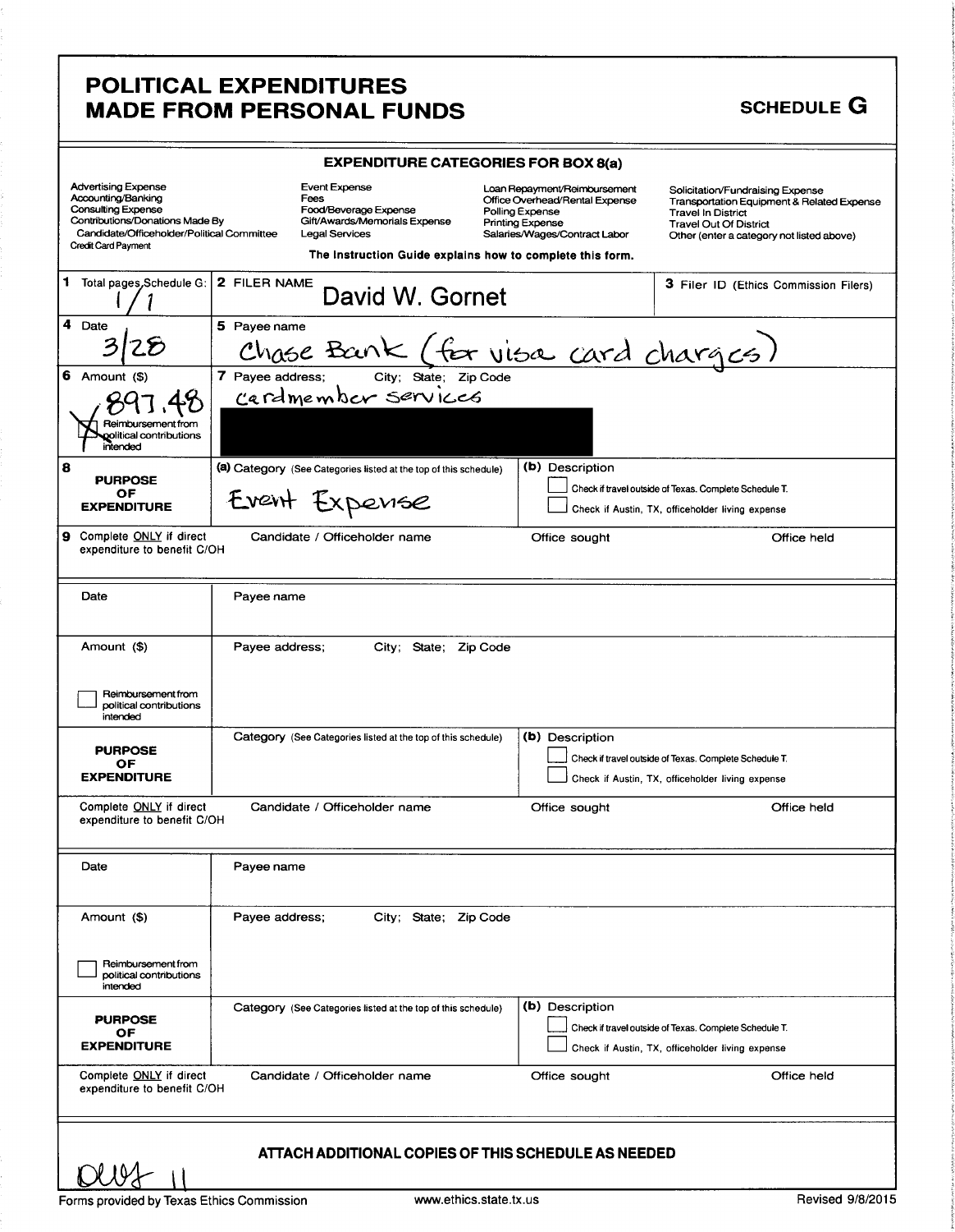# POLITICAL EXPENDITURES MADE FROM PERSONAL FUNDS

## SCHEDULE G

### EXPENDITURE CATEGORIES FOR BOX 8(a)

| | | | |
|---|---|---|---|
| Advertising Expense | Event Expense | Loan Repayment/Reimbursement | Solicitation/Fundraising Expense |
| Accounting/Banking | Fees | Office Overhead/Rental Expense | Transportation Equipment & Related Expense |
| Consulting Expense | Food/Beverage Expense | Polling Expense | Travel In District |
| Contributions/Donations Made By Candidate/Officeholder/Political Committee | Gift/Awards/Memorials Expense | Printing Expense | Travel Out Of District |
| Credit Card Payment | Legal Services | Salaries/Wages/Contract Labor | Other (enter a category not listed above) |

The Instruction Guide explains how to complete this form.

**1** Total pages Schedule G: 1/1

**2** FILER NAME: David W. Gornet

**3** Filer ID (Ethics Commission Filers):

**4** Date: 3/28

**5** Payee name: Chase Bank (for visa card charges)

**6** Amount ($): 897.48

[X] Reimbursement from political contributions intended

**7** Payee address; City; State; Zip Code: Cardmember Services

**8** PURPOSE OF EXPENDITURE

(a) Category (See Categories listed at the top of this schedule): Event Expense

(b) Description:

[ ] Check if travel outside of Texas. Complete Schedule T.

[ ] Check if Austin, TX, officeholder living expense

**9** Complete ONLY if direct expenditure to benefit C/OH — Candidate / Officeholder name: | Office sought: | Office held:

---

Date: | Payee name:

Amount ($): | Payee address; City; State; Zip Code:

[ ] Reimbursement from political contributions intended

PURPOSE OF EXPENDITURE — Category (See Categories listed at the top of this schedule): | (b) Description:

[ ] Check if travel outside of Texas. Complete Schedule T.

[ ] Check if Austin, TX, officeholder living expense

Complete ONLY if direct expenditure to benefit C/OH — Candidate / Officeholder name: | Office sought: | Office held:

---

Date: | Payee name:

Amount ($): | Payee address; City; State; Zip Code:

[ ] Reimbursement from political contributions intended

PURPOSE OF EXPENDITURE — Category (See Categories listed at the top of this schedule): | (b) Description:

[ ] Check if travel outside of Texas. Complete Schedule T.

[ ] Check if Austin, TX, officeholder living expense

Complete ONLY if direct expenditure to benefit C/OH — Candidate / Officeholder name: | Office sought: | Office held:

---

**ATTACH ADDITIONAL COPIES OF THIS SCHEDULE AS NEEDED**

DWG 11

Forms provided by Texas Ethics Commission www.ethics.state.tx.us Revised 9/8/2015